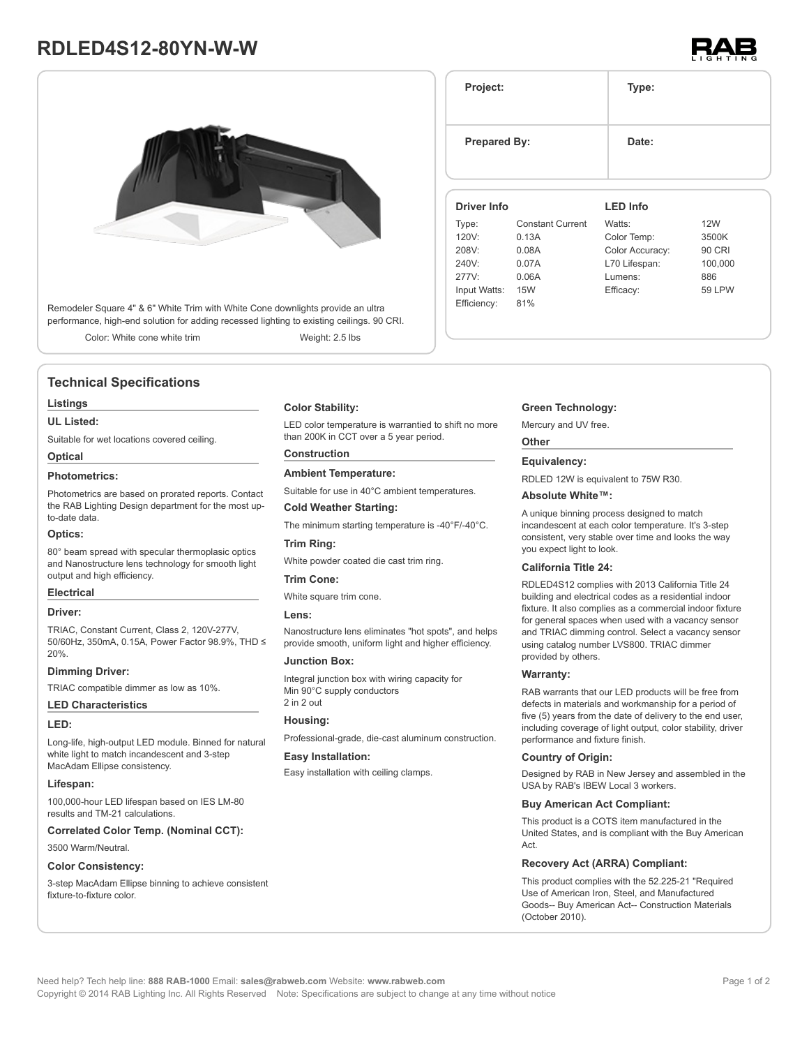# RDLED4S12-80YN-W-W

Remodeler Square 4" & 6" White Trim with White Cone downlights provide an ultra performance, high-end solution for adding recessed lighting to existing ceilings. 90 CRI.

Color: White cone white trim

Weight: 2.5 lbs

| Project: | Type: |
| --- | --- |
| Prepared By: | Date: |

| Driver Info | | LED Info | |
| --- | --- | --- | --- |
| Type: | Constant Current | Watts: | 12W |
| 120V: | 0.13A | Color Temp: | 3500K |
| 208V: | 0.08A | Color Accuracy: | 90 CRI |
| 240V: | 0.07A | L70 Lifespan: | 100,000 |
| 277V: | 0.06A | Lumens: | 886 |
| Input Watts: | 15W | Efficacy: | 59 LPW |
| Efficiency: | 81% | | |

## Technical Specifications

### Listings

**UL Listed:**

Suitable for wet locations covered ceiling.

### Optical

**Photometrics:**

Photometrics are based on prorated reports. Contact the RAB Lighting Design department for the most up-to-date data.

**Optics:**

80° beam spread with specular thermoplasic optics and Nanostructure lens technology for smooth light output and high efficiency.

### Electrical

**Driver:**

TRIAC, Constant Current, Class 2, 120V-277V, 50/60Hz, 350mA, 0.15A, Power Factor 98.9%, THD ≤ 20%.

**Dimming Driver:**

TRIAC compatible dimmer as low as 10%.

### LED Characteristics

**LED:**

Long-life, high-output LED module. Binned for natural white light to match incandescent and 3-step MacAdam Ellipse consistency.

**Lifespan:**

100,000-hour LED lifespan based on IES LM-80 results and TM-21 calculations.

**Correlated Color Temp. (Nominal CCT):**

3500 Warm/Neutral.

**Color Consistency:**

3-step MacAdam Ellipse binning to achieve consistent fixture-to-fixture color.

**Color Stability:**

LED color temperature is warrantied to shift no more than 200K in CCT over a 5 year period.

### Construction

**Ambient Temperature:**

Suitable for use in 40°C ambient temperatures.

**Cold Weather Starting:**

The minimum starting temperature is -40°F/-40°C.

**Trim Ring:**

White powder coated die cast trim ring.

**Trim Cone:**

White square trim cone.

**Lens:**

Nanostructure lens eliminates "hot spots", and helps provide smooth, uniform light and higher efficiency.

**Junction Box:**

Integral junction box with wiring capacity for
Min 90°C supply conductors
2 in 2 out

**Housing:**

Professional-grade, die-cast aluminum construction.

**Easy Installation:**

Easy installation with ceiling clamps.

**Green Technology:**

Mercury and UV free.

### Other

**Equivalency:**

RDLED 12W is equivalent to 75W R30.

**Absolute White™:**

A unique binning process designed to match incandescent at each color temperature. It's 3-step consistent, very stable over time and looks the way you expect light to look.

**California Title 24:**

RDLED4S12 complies with 2013 California Title 24 building and electrical codes as a residential indoor fixture. It also complies as a commercial indoor fixture for general spaces when used with a vacancy sensor and TRIAC dimming control. Select a vacancy sensor using catalog number LVS800. TRIAC dimmer provided by others.

**Warranty:**

RAB warrants that our LED products will be free from defects in materials and workmanship for a period of five (5) years from the date of delivery to the end user, including coverage of light output, color stability, driver performance and fixture finish.

**Country of Origin:**

Designed by RAB in New Jersey and assembled in the USA by RAB's IBEW Local 3 workers.

**Buy American Act Compliant:**

This product is a COTS item manufactured in the United States, and is compliant with the Buy American Act.

**Recovery Act (ARRA) Compliant:**

This product complies with the 52.225-21 "Required Use of American Iron, Steel, and Manufactured Goods-- Buy American Act-- Construction Materials (October 2010).

Need help? Tech help line: **888 RAB-1000** Email: **sales@rabweb.com** Website: **www.rabweb.com**
Copyright © 2014 RAB Lighting Inc. All Rights Reserved Note: Specifications are subject to change at any time without notice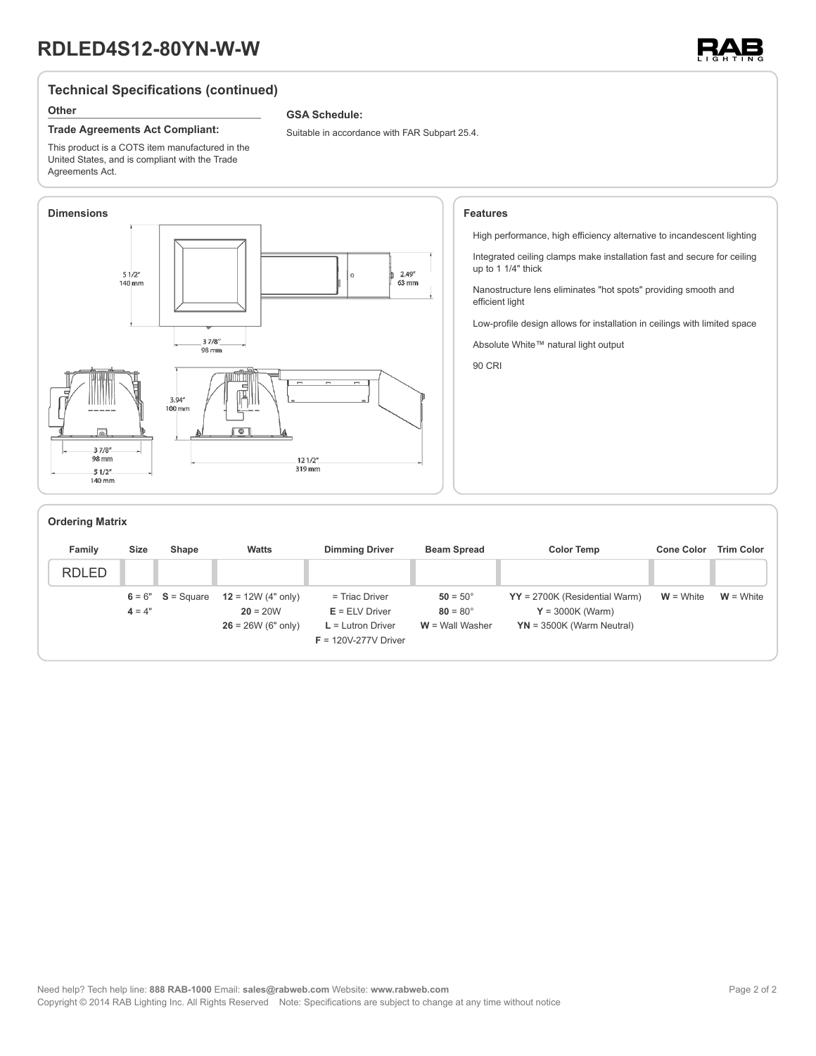# RDLED4S12-80YN-W-W

## Technical Specifications (continued)

### Other

**Trade Agreements Act Compliant:**

This product is a COTS item manufactured in the United States, and is compliant with the Trade Agreements Act.

**GSA Schedule:**

Suitable in accordance with FAR Subpart 25.4.

## Dimensions

5 1/2"
140 mm

2.49"
63 mm

3 7/8"
98 mm

3.94"
100 mm

3 7/8"
98 mm

5 1/2"
140 mm

12 1/2"
319 mm

## Features

High performance, high efficiency alternative to incandescent lighting

Integrated ceiling clamps make installation fast and secure for ceiling up to 1 1/4" thick

Nanostructure lens eliminates "hot spots" providing smooth and efficient light

Low-profile design allows for installation in ceilings with limited space

Absolute White™ natural light output

90 CRI

## Ordering Matrix

| Family | Size | Shape | Watts | Dimming Driver | Beam Spread | Color Temp | Cone Color | Trim Color |
|---|---|---|---|---|---|---|---|---|
| RDLED | | | | | | | | |
| | **6** = 6" | **S** = Square | **12** = 12W (4" only) | = Triac Driver | **50** = 50° | **YY** = 2700K (Residential Warm) | **W** = White | **W** = White |
| | **4** = 4" | | **20** = 20W | **E** = ELV Driver | **80** = 80° | **Y** = 3000K (Warm) | | |
| | | | **26** = 26W (6" only) | **L** = Lutron Driver | **W** = Wall Washer | **YN** = 3500K (Warm Neutral) | | |
| | | | | **F** = 120V-277V Driver | | | | |

Need help? Tech help line: **888 RAB-1000** Email: **sales@rabweb.com** Website: **www.rabweb.com**
Copyright © 2014 RAB Lighting Inc. All Rights Reserved Note: Specifications are subject to change at any time without notice